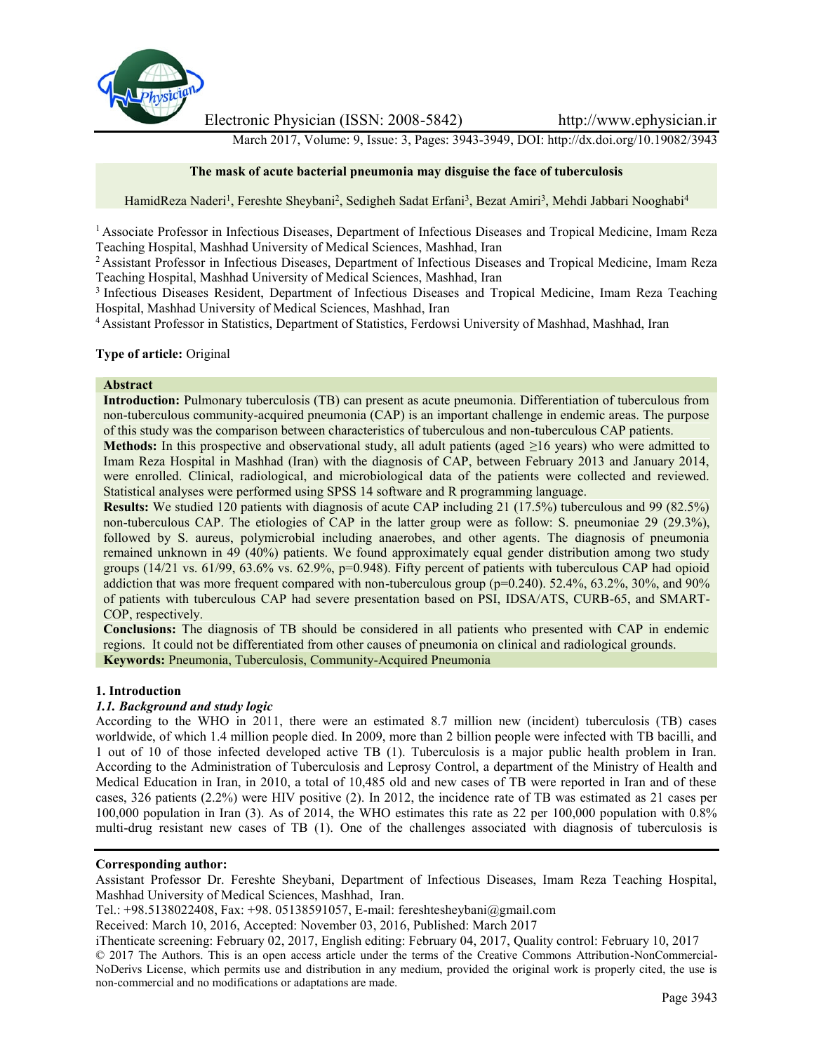# The mask of acute bacterial pneumonia may disguise the face of tuberculosis

HamidReza Naderi[1], Fereshte Sheybani[2], Sedigheh Sadat Erfani[3], Bezat Amiri[3], Mehdi Jabbari Nooghabi[4]

[1] Associate Professor in Infectious Diseases, Department of Infectious Diseases and Tropical Medicine, Imam Reza Teaching Hospital, Mashhad University of Medical Sciences, Mashhad, Iran

[2] Assistant Professor in Infectious Diseases, Department of Infectious Diseases and Tropical Medicine, Imam Reza Teaching Hospital, Mashhad University of Medical Sciences, Mashhad, Iran

[3] Infectious Diseases Resident, Department of Infectious Diseases and Tropical Medicine, Imam Reza Teaching Hospital, Mashhad University of Medical Sciences, Mashhad, Iran

[4] Assistant Professor in Statistics, Department of Statistics, Ferdowsi University of Mashhad, Mashhad, Iran

**Type of article:** Original

## Abstract

**Introduction:** Pulmonary tuberculosis (TB) can present as acute pneumonia. Differentiation of tuberculous from non-tuberculous community-acquired pneumonia (CAP) is an important challenge in endemic areas. The purpose of this study was the comparison between characteristics of tuberculous and non-tuberculous CAP patients.

**Methods:** In this prospective and observational study, all adult patients (aged ≥16 years) who were admitted to Imam Reza Hospital in Mashhad (Iran) with the diagnosis of CAP, between February 2013 and January 2014, were enrolled. Clinical, radiological, and microbiological data of the patients were collected and reviewed. Statistical analyses were performed using SPSS 14 software and R programming language.

**Results:** We studied 120 patients with diagnosis of acute CAP including 21 (17.5%) tuberculous and 99 (82.5%) non-tuberculous CAP. The etiologies of CAP in the latter group were as follow: S. pneumoniae 29 (29.3%), followed by S. aureus, polymicrobial including anaerobes, and other agents. The diagnosis of pneumonia remained unknown in 49 (40%) patients. We found approximately equal gender distribution among two study groups (14/21 vs. 61/99, 63.6% vs. 62.9%, p=0.948). Fifty percent of patients with tuberculous CAP had opioid addiction that was more frequent compared with non-tuberculous group (p=0.240). 52.4%, 63.2%, 30%, and 90% of patients with tuberculous CAP had severe presentation based on PSI, IDSA/ATS, CURB-65, and SMART-COP, respectively.

**Conclusions:** The diagnosis of TB should be considered in all patients who presented with CAP in endemic regions. It could not be differentiated from other causes of pneumonia on clinical and radiological grounds.

**Keywords:** Pneumonia, Tuberculosis, Community-Acquired Pneumonia

## 1. Introduction

### *1.1. Background and study logic*

According to the WHO in 2011, there were an estimated 8.7 million new (incident) tuberculosis (TB) cases worldwide, of which 1.4 million people died. In 2009, more than 2 billion people were infected with TB bacilli, and 1 out of 10 of those infected developed active TB (1). Tuberculosis is a major public health problem in Iran. According to the Administration of Tuberculosis and Leprosy Control, a department of the Ministry of Health and Medical Education in Iran, in 2010, a total of 10,485 old and new cases of TB were reported in Iran and of these cases, 326 patients (2.2%) were HIV positive (2). In 2012, the incidence rate of TB was estimated as 21 cases per 100,000 population in Iran (3). As of 2014, the WHO estimates this rate as 22 per 100,000 population with 0.8% multi-drug resistant new cases of TB (1). One of the challenges associated with diagnosis of tuberculosis is

**Corresponding author:**

Assistant Professor Dr. Fereshte Sheybani, Department of Infectious Diseases, Imam Reza Teaching Hospital, Mashhad University of Medical Sciences, Mashhad, Iran.

Tel.: +98.5138022408, Fax: +98. 05138591057, E-mail: fereshtesheybani@gmail.com

Received: March 10, 2016, Accepted: November 03, 2016, Published: March 2017

iThenticate screening: February 02, 2017, English editing: February 04, 2017, Quality control: February 10, 2017

© 2017 The Authors. This is an open access article under the terms of the Creative Commons Attribution-NonCommercial-NoDerivs License, which permits use and distribution in any medium, provided the original work is properly cited, the use is non-commercial and no modifications or adaptations are made.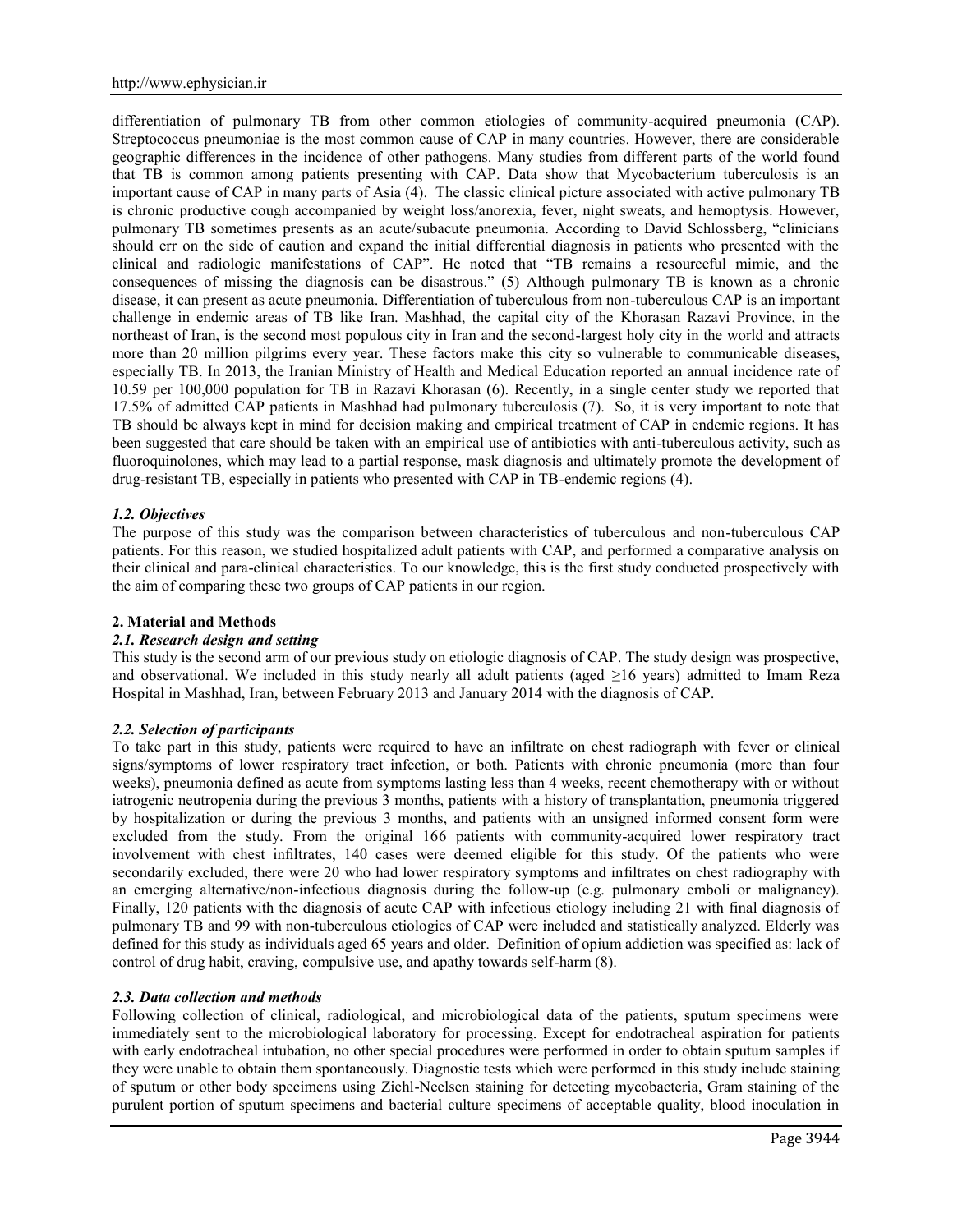differentiation of pulmonary TB from other common etiologies of community-acquired pneumonia (CAP). Streptococcus pneumoniae is the most common cause of CAP in many countries. However, there are considerable geographic differences in the incidence of other pathogens. Many studies from different parts of the world found that TB is common among patients presenting with CAP. Data show that Mycobacterium tuberculosis is an important cause of CAP in many parts of Asia (4). The classic clinical picture associated with active pulmonary TB is chronic productive cough accompanied by weight loss/anorexia, fever, night sweats, and hemoptysis. However, pulmonary TB sometimes presents as an acute/subacute pneumonia. According to David Schlossberg, "clinicians should err on the side of caution and expand the initial differential diagnosis in patients who presented with the clinical and radiologic manifestations of CAP". He noted that "TB remains a resourceful mimic, and the consequences of missing the diagnosis can be disastrous." (5) Although pulmonary TB is known as a chronic disease, it can present as acute pneumonia. Differentiation of tuberculous from non-tuberculous CAP is an important challenge in endemic areas of TB like Iran. Mashhad, the capital city of the Khorasan Razavi Province, in the northeast of Iran, is the second most populous city in Iran and the second-largest holy city in the world and attracts more than 20 million pilgrims every year. These factors make this city so vulnerable to communicable diseases, especially TB. In 2013, the Iranian Ministry of Health and Medical Education reported an annual incidence rate of 10.59 per 100,000 population for TB in Razavi Khorasan (6). Recently, in a single center study we reported that 17.5% of admitted CAP patients in Mashhad had pulmonary tuberculosis (7). So, it is very important to note that TB should be always kept in mind for decision making and empirical treatment of CAP in endemic regions. It has been suggested that care should be taken with an empirical use of antibiotics with anti-tuberculous activity, such as fluoroquinolones, which may lead to a partial response, mask diagnosis and ultimately promote the development of drug-resistant TB, especially in patients who presented with CAP in TB-endemic regions (4).

### *1.2. Objectives*

The purpose of this study was the comparison between characteristics of tuberculous and non-tuberculous CAP patients. For this reason, we studied hospitalized adult patients with CAP, and performed a comparative analysis on their clinical and para-clinical characteristics. To our knowledge, this is the first study conducted prospectively with the aim of comparing these two groups of CAP patients in our region.

## 2. Material and Methods

### *2.1. Research design and setting*

This study is the second arm of our previous study on etiologic diagnosis of CAP. The study design was prospective, and observational. We included in this study nearly all adult patients (aged ≥16 years) admitted to Imam Reza Hospital in Mashhad, Iran, between February 2013 and January 2014 with the diagnosis of CAP.

### *2.2. Selection of participants*

To take part in this study, patients were required to have an infiltrate on chest radiograph with fever or clinical signs/symptoms of lower respiratory tract infection, or both. Patients with chronic pneumonia (more than four weeks), pneumonia defined as acute from symptoms lasting less than 4 weeks, recent chemotherapy with or without iatrogenic neutropenia during the previous 3 months, patients with a history of transplantation, pneumonia triggered by hospitalization or during the previous 3 months, and patients with an unsigned informed consent form were excluded from the study. From the original 166 patients with community-acquired lower respiratory tract involvement with chest infiltrates, 140 cases were deemed eligible for this study. Of the patients who were secondarily excluded, there were 20 who had lower respiratory symptoms and infiltrates on chest radiography with an emerging alternative/non-infectious diagnosis during the follow-up (e.g. pulmonary emboli or malignancy). Finally, 120 patients with the diagnosis of acute CAP with infectious etiology including 21 with final diagnosis of pulmonary TB and 99 with non-tuberculous etiologies of CAP were included and statistically analyzed. Elderly was defined for this study as individuals aged 65 years and older. Definition of opium addiction was specified as: lack of control of drug habit, craving, compulsive use, and apathy towards self-harm (8).

### *2.3. Data collection and methods*

Following collection of clinical, radiological, and microbiological data of the patients, sputum specimens were immediately sent to the microbiological laboratory for processing. Except for endotracheal aspiration for patients with early endotracheal intubation, no other special procedures were performed in order to obtain sputum samples if they were unable to obtain them spontaneously. Diagnostic tests which were performed in this study include staining of sputum or other body specimens using Ziehl-Neelsen staining for detecting mycobacteria, Gram staining of the purulent portion of sputum specimens and bacterial culture specimens of acceptable quality, blood inoculation in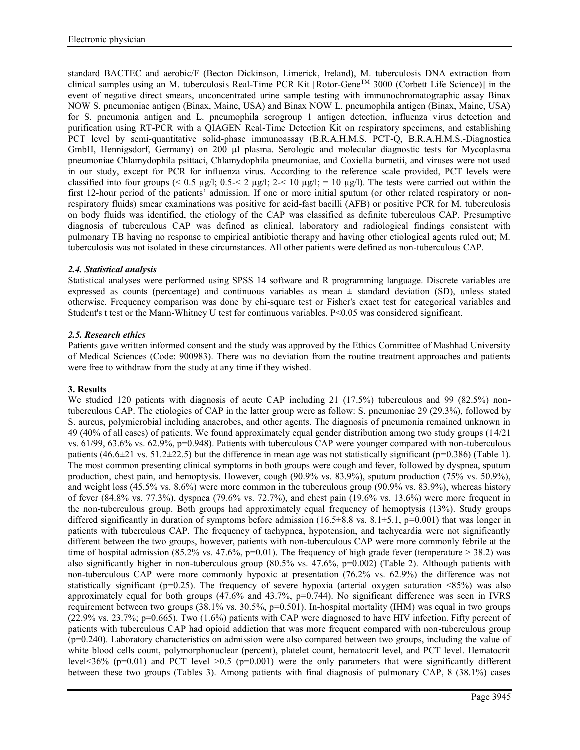standard BACTEC and aerobic/F (Becton Dickinson, Limerick, Ireland), M. tuberculosis DNA extraction from clinical samples using an M. tuberculosis Real-Time PCR Kit [Rotor-Gene™ 3000 (Corbett Life Science)] in the event of negative direct smears, unconcentrated urine sample testing with immunochromatographic assay Binax NOW S. pneumoniae antigen (Binax, Maine, USA) and Binax NOW L. pneumophila antigen (Binax, Maine, USA) for S. pneumonia antigen and L. pneumophila serogroup 1 antigen detection, influenza virus detection and purification using RT-PCR with a QIAGEN Real-Time Detection Kit on respiratory specimens, and establishing PCT level by semi-quantitative solid-phase immunoassay (B.R.A.H.M.S. PCT-Q, B.R.A.H.M.S.-Diagnostica GmbH, Hennigsdorf, Germany) on 200 µl plasma. Serologic and molecular diagnostic tests for Mycoplasma pneumoniae Chlamydophila psittaci, Chlamydophila pneumoniae, and Coxiella burnetii, and viruses were not used in our study, except for PCR for influenza virus. According to the reference scale provided, PCT levels were classified into four groups (< 0.5 µg/l; 0.5-< 2 µg/l; 2-< 10 µg/l; = 10 µg/l). The tests were carried out within the first 12-hour period of the patients' admission. If one or more initial sputum (or other related respiratory or non-respiratory fluids) smear examinations was positive for acid-fast bacilli (AFB) or positive PCR for M. tuberculosis on body fluids was identified, the etiology of the CAP was classified as definite tuberculous CAP. Presumptive diagnosis of tuberculous CAP was defined as clinical, laboratory and radiological findings consistent with pulmonary TB having no response to empirical antibiotic therapy and having other etiological agents ruled out; M. tuberculosis was not isolated in these circumstances. All other patients were defined as non-tuberculous CAP.

### *2.4. Statistical analysis*

Statistical analyses were performed using SPSS 14 software and R programming language. Discrete variables are expressed as counts (percentage) and continuous variables as mean ± standard deviation (SD), unless stated otherwise. Frequency comparison was done by chi-square test or Fisher's exact test for categorical variables and Student's t test or the Mann-Whitney U test for continuous variables. P<0.05 was considered significant.

### *2.5. Research ethics*

Patients gave written informed consent and the study was approved by the Ethics Committee of Mashhad University of Medical Sciences (Code: 900983). There was no deviation from the routine treatment approaches and patients were free to withdraw from the study at any time if they wished.

## 3. Results

We studied 120 patients with diagnosis of acute CAP including 21 (17.5%) tuberculous and 99 (82.5%) non-tuberculous CAP. The etiologies of CAP in the latter group were as follow: S. pneumoniae 29 (29.3%), followed by S. aureus, polymicrobial including anaerobes, and other agents. The diagnosis of pneumonia remained unknown in 49 (40% of all cases) of patients. We found approximately equal gender distribution among two study groups (14/21 vs. 61/99, 63.6% vs. 62.9%, p=0.948). Patients with tuberculous CAP were younger compared with non-tuberculous patients (46.6±21 vs. 51.2±22.5) but the difference in mean age was not statistically significant (p=0.386) (Table 1). The most common presenting clinical symptoms in both groups were cough and fever, followed by dyspnea, sputum production, chest pain, and hemoptysis. However, cough (90.9% vs. 83.9%), sputum production (75% vs. 50.9%), and weight loss (45.5% vs. 8.6%) were more common in the tuberculous group (90.9% vs. 83.9%), whereas history of fever (84.8% vs. 77.3%), dyspnea (79.6% vs. 72.7%), and chest pain (19.6% vs. 13.6%) were more frequent in the non-tuberculous group. Both groups had approximately equal frequency of hemoptysis (13%). Study groups differed significantly in duration of symptoms before admission (16.5±8.8 vs. 8.1±5.1, p=0.001) that was longer in patients with tuberculous CAP. The frequency of tachypnea, hypotension, and tachycardia were not significantly different between the two groups, however, patients with non-tuberculous CAP were more commonly febrile at the time of hospital admission (85.2% vs. 47.6%, p=0.01). The frequency of high grade fever (temperature > 38.2) was also significantly higher in non-tuberculous group (80.5% vs. 47.6%, p=0.002) (Table 2). Although patients with non-tuberculous CAP were more commonly hypoxic at presentation (76.2% vs. 62.9%) the difference was not statistically significant (p=0.25). The frequency of severe hypoxia (arterial oxygen saturation <85%) was also approximately equal for both groups (47.6% and 43.7%, p=0.744). No significant difference was seen in IVRS requirement between two groups (38.1% vs. 30.5%, p=0.501). In-hospital mortality (IHM) was equal in two groups (22.9% vs. 23.7%; p=0.665). Two (1.6%) patients with CAP were diagnosed to have HIV infection. Fifty percent of patients with tuberculous CAP had opioid addiction that was more frequent compared with non-tuberculous group (p=0.240). Laboratory characteristics on admission were also compared between two groups, including the value of white blood cells count, polymorphonuclear (percent), platelet count, hematocrit level, and PCT level. Hematocrit level<36% (p=0.01) and PCT level >0.5 (p=0.001) were the only parameters that were significantly different between these two groups (Tables 3). Among patients with final diagnosis of pulmonary CAP, 8 (38.1%) cases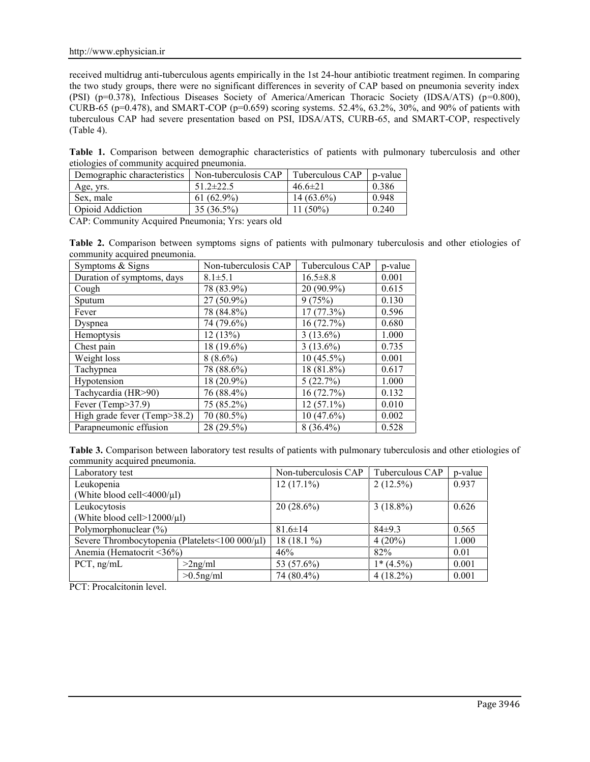received multidrug anti-tuberculous agents empirically in the 1st 24-hour antibiotic treatment regimen. In comparing the two study groups, there were no significant differences in severity of CAP based on pneumonia severity index (PSI) (p=0.378), Infectious Diseases Society of America/American Thoracic Society (IDSA/ATS) (p=0.800), CURB-65 (p=0.478), and SMART-COP (p=0.659) scoring systems. 52.4%, 63.2%, 30%, and 90% of patients with tuberculous CAP had severe presentation based on PSI, IDSA/ATS, CURB-65, and SMART-COP, respectively (Table 4).

**Table 1.** Comparison between demographic characteristics of patients with pulmonary tuberculosis and other etiologies of community acquired pneumonia.

| Demographic characteristics | Non-tuberculosis CAP | Tuberculous CAP | p-value |
|---|---|---|---|
| Age, yrs. | 51.2±22.5 | 46.6±21 | 0.386 |
| Sex, male | 61 (62.9%) | 14 (63.6%) | 0.948 |
| Opioid Addiction | 35 (36.5%) | 11 (50%) | 0.240 |

CAP: Community Acquired Pneumonia; Yrs: years old

**Table 2.** Comparison between symptoms signs of patients with pulmonary tuberculosis and other etiologies of community acquired pneumonia.

| Symptoms & Signs | Non-tuberculosis CAP | Tuberculous CAP | p-value |
|---|---|---|---|
| Duration of symptoms, days | 8.1±5.1 | 16.5±8.8 | 0.001 |
| Cough | 78 (83.9%) | 20 (90.9%) | 0.615 |
| Sputum | 27 (50.9%) | 9 (75%) | 0.130 |
| Fever | 78 (84.8%) | 17 (77.3%) | 0.596 |
| Dyspnea | 74 (79.6%) | 16 (72.7%) | 0.680 |
| Hemoptysis | 12 (13%) | 3 (13.6%) | 1.000 |
| Chest pain | 18 (19.6%) | 3 (13.6%) | 0.735 |
| Weight loss | 8 (8.6%) | 10 (45.5%) | 0.001 |
| Tachypnea | 78 (88.6%) | 18 (81.8%) | 0.617 |
| Hypotension | 18 (20.9%) | 5 (22.7%) | 1.000 |
| Tachycardia (HR>90) | 76 (88.4%) | 16 (72.7%) | 0.132 |
| Fever (Temp>37.9) | 75 (85.2%) | 12 (57.1%) | 0.010 |
| High grade fever (Temp>38.2) | 70 (80.5%) | 10 (47.6%) | 0.002 |
| Parapneumonic effusion | 28 (29.5%) | 8 (36.4%) | 0.528 |

**Table 3.** Comparison between laboratory test results of patients with pulmonary tuberculosis and other etiologies of community acquired pneumonia.

| Laboratory test | | Non-tuberculosis CAP | Tuberculous CAP | p-value |
|---|---|---|---|---|
| Leukopenia (White blood cell<4000/μl) | | 12 (17.1%) | 2 (12.5%) | 0.937 |
| Leukocytosis (White blood cell>12000/μl) | | 20 (28.6%) | 3 (18.8%) | 0.626 |
| Polymorphonuclear (%) | | 81.6±14 | 84±9.3 | 0.565 |
| Severe Thrombocytopenia (Platelets<100 000/μl) | | 18 (18.1 %) | 4 (20%) | 1.000 |
| Anemia (Hematocrit <36%) | | 46% | 82% | 0.01 |
| PCT, ng/mL | >2ng/ml | 53 (57.6%) | 1* (4.5%) | 0.001 |
| | >0.5ng/ml | 74 (80.4%) | 4 (18.2%) | 0.001 |

PCT: Procalcitonin level.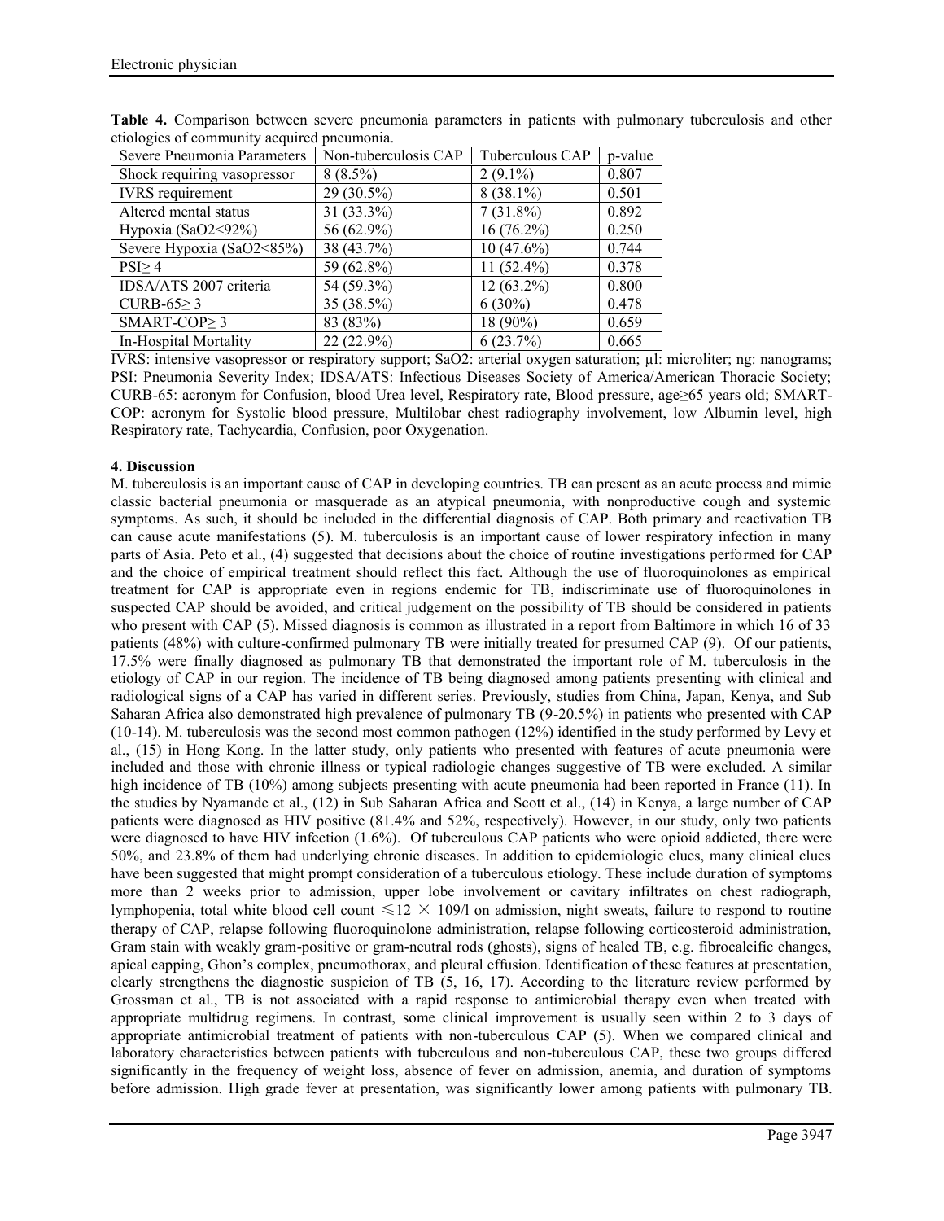**Table 4.** Comparison between severe pneumonia parameters in patients with pulmonary tuberculosis and other etiologies of community acquired pneumonia.

| Severe Pneumonia Parameters | Non-tuberculosis CAP | Tuberculous CAP | p-value |
|---|---|---|---|
| Shock requiring vasopressor | 8 (8.5%) | 2 (9.1%) | 0.807 |
| IVRS requirement | 29 (30.5%) | 8 (38.1%) | 0.501 |
| Altered mental status | 31 (33.3%) | 7 (31.8%) | 0.892 |
| Hypoxia ($SaO_2$<92%) | 56 (62.9%) | 16 (76.2%) | 0.250 |
| Severe Hypoxia ($SaO_2$<85%) | 38 (43.7%) | 10 (47.6%) | 0.744 |
| PSI≥ 4 | 59 (62.8%) | 11 (52.4%) | 0.378 |
| IDSA/ATS 2007 criteria | 54 (59.3%) | 12 (63.2%) | 0.800 |
| CURB-65≥ 3 | 35 (38.5%) | 6 (30%) | 0.478 |
| SMART-COP≥ 3 | 83 (83%) | 18 (90%) | 0.659 |
| In-Hospital Mortality | 22 (22.9%) | 6 (23.7%) | 0.665 |

IVRS: intensive vasopressor or respiratory support; SaO2: arterial oxygen saturation; µl: microliter; ng: nanograms; PSI: Pneumonia Severity Index; IDSA/ATS: Infectious Diseases Society of America/American Thoracic Society; CURB-65: acronym for Confusion, blood Urea level, Respiratory rate, Blood pressure, age≥65 years old; SMART-COP: acronym for Systolic blood pressure, Multilobar chest radiography involvement, low Albumin level, high Respiratory rate, Tachycardia, Confusion, poor Oxygenation.

## 4. Discussion

M. tuberculosis is an important cause of CAP in developing countries. TB can present as an acute process and mimic classic bacterial pneumonia or masquerade as an atypical pneumonia, with nonproductive cough and systemic symptoms. As such, it should be included in the differential diagnosis of CAP. Both primary and reactivation TB can cause acute manifestations (5). M. tuberculosis is an important cause of lower respiratory infection in many parts of Asia. Peto et al., (4) suggested that decisions about the choice of routine investigations performed for CAP and the choice of empirical treatment should reflect this fact. Although the use of fluoroquinolones as empirical treatment for CAP is appropriate even in regions endemic for TB, indiscriminate use of fluoroquinolones in suspected CAP should be avoided, and critical judgement on the possibility of TB should be considered in patients who present with CAP (5). Missed diagnosis is common as illustrated in a report from Baltimore in which 16 of 33 patients (48%) with culture-confirmed pulmonary TB were initially treated for presumed CAP (9). Of our patients, 17.5% were finally diagnosed as pulmonary TB that demonstrated the important role of M. tuberculosis in the etiology of CAP in our region. The incidence of TB being diagnosed among patients presenting with clinical and radiological signs of a CAP has varied in different series. Previously, studies from China, Japan, Kenya, and Sub Saharan Africa also demonstrated high prevalence of pulmonary TB (9-20.5%) in patients who presented with CAP (10-14). M. tuberculosis was the second most common pathogen (12%) identified in the study performed by Levy et al., (15) in Hong Kong. In the latter study, only patients who presented with features of acute pneumonia were included and those with chronic illness or typical radiologic changes suggestive of TB were excluded. A similar high incidence of TB (10%) among subjects presenting with acute pneumonia had been reported in France (11). In the studies by Nyamande et al., (12) in Sub Saharan Africa and Scott et al., (14) in Kenya, a large number of CAP patients were diagnosed as HIV positive (81.4% and 52%, respectively). However, in our study, only two patients were diagnosed to have HIV infection (1.6%). Of tuberculous CAP patients who were opioid addicted, there were 50%, and 23.8% of them had underlying chronic diseases. In addition to epidemiologic clues, many clinical clues have been suggested that might prompt consideration of a tuberculous etiology. These include duration of symptoms more than 2 weeks prior to admission, upper lobe involvement or cavitary infiltrates on chest radiograph, lymphopenia, total white blood cell count $\leqslant 12 \times 10^9$/l on admission, night sweats, failure to respond to routine therapy of CAP, relapse following fluoroquinolone administration, relapse following corticosteroid administration, Gram stain with weakly gram-positive or gram-neutral rods (ghosts), signs of healed TB, e.g. fibrocalcific changes, apical capping, Ghon's complex, pneumothorax, and pleural effusion. Identification of these features at presentation, clearly strengthens the diagnostic suspicion of TB (5, 16, 17). According to the literature review performed by Grossman et al., TB is not associated with a rapid response to antimicrobial therapy even when treated with appropriate multidrug regimens. In contrast, some clinical improvement is usually seen within 2 to 3 days of appropriate antimicrobial treatment of patients with non-tuberculous CAP (5). When we compared clinical and laboratory characteristics between patients with tuberculous and non-tuberculous CAP, these two groups differed significantly in the frequency of weight loss, absence of fever on admission, anemia, and duration of symptoms before admission. High grade fever at presentation, was significantly lower among patients with pulmonary TB.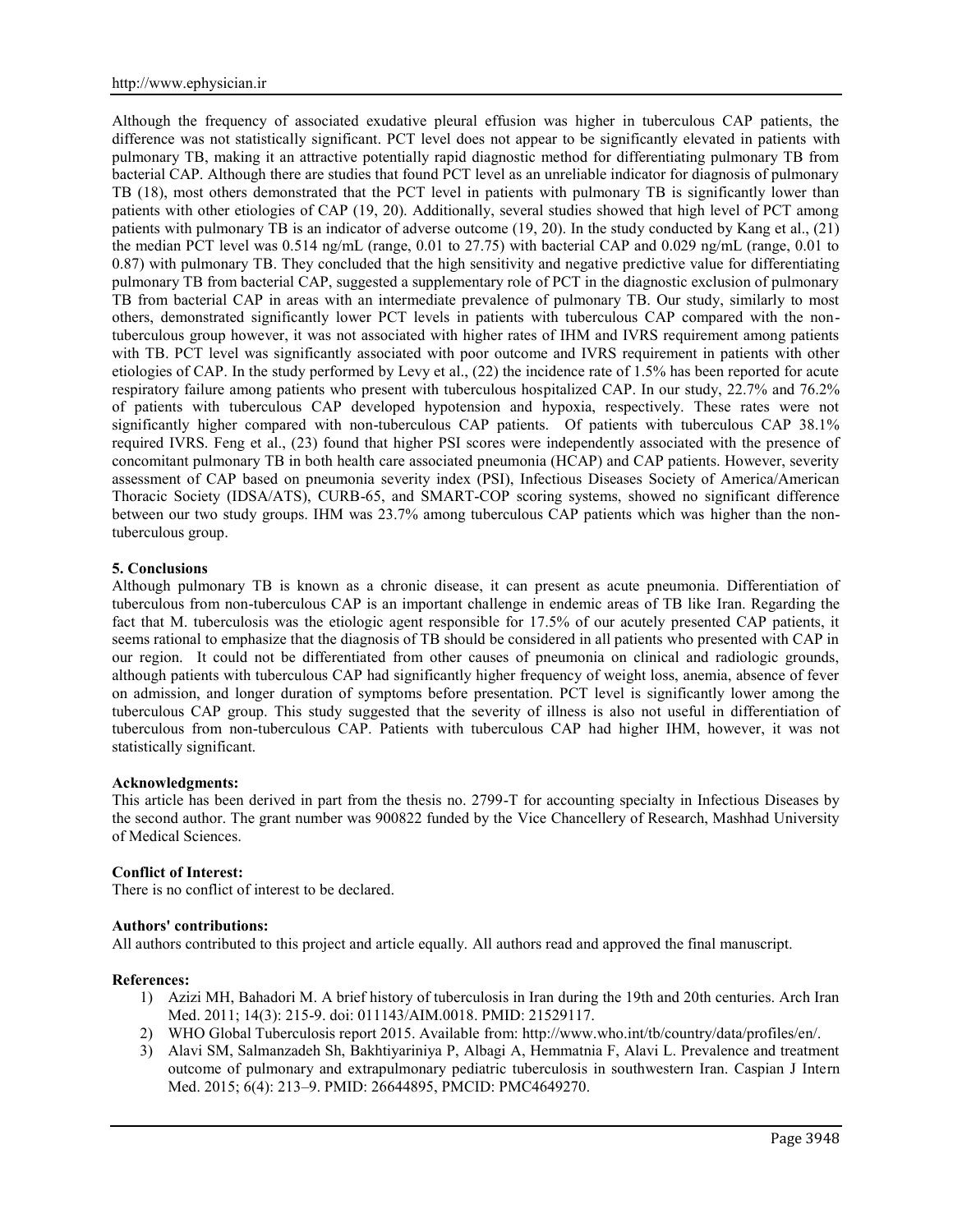Although the frequency of associated exudative pleural effusion was higher in tuberculous CAP patients, the difference was not statistically significant. PCT level does not appear to be significantly elevated in patients with pulmonary TB, making it an attractive potentially rapid diagnostic method for differentiating pulmonary TB from bacterial CAP. Although there are studies that found PCT level as an unreliable indicator for diagnosis of pulmonary TB (18), most others demonstrated that the PCT level in patients with pulmonary TB is significantly lower than patients with other etiologies of CAP (19, 20). Additionally, several studies showed that high level of PCT among patients with pulmonary TB is an indicator of adverse outcome (19, 20). In the study conducted by Kang et al., (21) the median PCT level was 0.514 ng/mL (range, 0.01 to 27.75) with bacterial CAP and 0.029 ng/mL (range, 0.01 to 0.87) with pulmonary TB. They concluded that the high sensitivity and negative predictive value for differentiating pulmonary TB from bacterial CAP, suggested a supplementary role of PCT in the diagnostic exclusion of pulmonary TB from bacterial CAP in areas with an intermediate prevalence of pulmonary TB. Our study, similarly to most others, demonstrated significantly lower PCT levels in patients with tuberculous CAP compared with the non-tuberculous group however, it was not associated with higher rates of IHM and IVRS requirement among patients with TB. PCT level was significantly associated with poor outcome and IVRS requirement in patients with other etiologies of CAP. In the study performed by Levy et al., (22) the incidence rate of 1.5% has been reported for acute respiratory failure among patients who present with tuberculous hospitalized CAP. In our study, 22.7% and 76.2% of patients with tuberculous CAP developed hypotension and hypoxia, respectively. These rates were not significantly higher compared with non-tuberculous CAP patients. Of patients with tuberculous CAP 38.1% required IVRS. Feng et al., (23) found that higher PSI scores were independently associated with the presence of concomitant pulmonary TB in both health care associated pneumonia (HCAP) and CAP patients. However, severity assessment of CAP based on pneumonia severity index (PSI), Infectious Diseases Society of America/American Thoracic Society (IDSA/ATS), CURB-65, and SMART-COP scoring systems, showed no significant difference between our two study groups. IHM was 23.7% among tuberculous CAP patients which was higher than the non-tuberculous group.

## 5. Conclusions

Although pulmonary TB is known as a chronic disease, it can present as acute pneumonia. Differentiation of tuberculous from non-tuberculous CAP is an important challenge in endemic areas of TB like Iran. Regarding the fact that M. tuberculosis was the etiologic agent responsible for 17.5% of our acutely presented CAP patients, it seems rational to emphasize that the diagnosis of TB should be considered in all patients who presented with CAP in our region. It could not be differentiated from other causes of pneumonia on clinical and radiologic grounds, although patients with tuberculous CAP had significantly higher frequency of weight loss, anemia, absence of fever on admission, and longer duration of symptoms before presentation. PCT level is significantly lower among the tuberculous CAP group. This study suggested that the severity of illness is also not useful in differentiation of tuberculous from non-tuberculous CAP. Patients with tuberculous CAP had higher IHM, however, it was not statistically significant.

**Acknowledgments:**

This article has been derived in part from the thesis no. 2799-T for accounting specialty in Infectious Diseases by the second author. The grant number was 900822 funded by the Vice Chancellery of Research, Mashhad University of Medical Sciences.

**Conflict of Interest:**

There is no conflict of interest to be declared.

**Authors' contributions:**

All authors contributed to this project and article equally. All authors read and approved the final manuscript.

**References:**

1) Azizi MH, Bahadori M. A brief history of tuberculosis in Iran during the 19th and 20th centuries. Arch Iran Med. 2011; 14(3): 215-9. doi: 011143/AIM.0018. PMID: 21529117.
2) WHO Global Tuberculosis report 2015. Available from: http://www.who.int/tb/country/data/profiles/en/.
3) Alavi SM, Salmanzadeh Sh, Bakhtiyariniya P, Albagi A, Hemmatnia F, Alavi L. Prevalence and treatment outcome of pulmonary and extrapulmonary pediatric tuberculosis in southwestern Iran. Caspian J Intern Med. 2015; 6(4): 213–9. PMID: 26644895, PMCID: PMC4649270.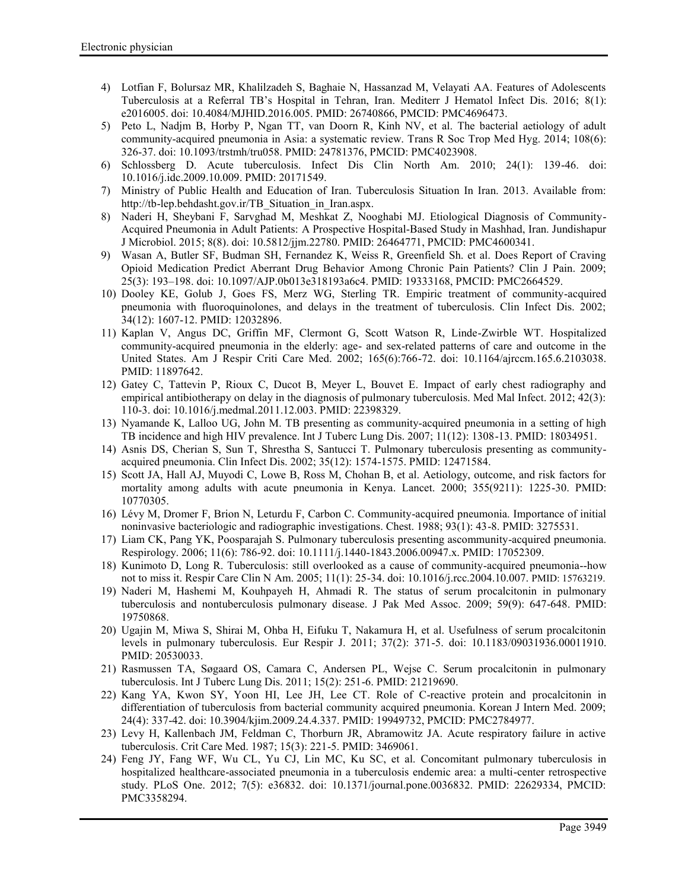4) Lotfian F, Bolursaz MR, Khalilzadeh S, Baghaie N, Hassanzad M, Velayati AA. Features of Adolescents Tuberculosis at a Referral TB's Hospital in Tehran, Iran. Mediterr J Hematol Infect Dis. 2016; 8(1): e2016005. doi: 10.4084/MJHID.2016.005. PMID: 26740866, PMCID: PMC4696473.
5) Peto L, Nadjm B, Horby P, Ngan TT, van Doorn R, Kinh NV, et al. The bacterial aetiology of adult community-acquired pneumonia in Asia: a systematic review. Trans R Soc Trop Med Hyg. 2014; 108(6): 326-37. doi: 10.1093/trstmh/tru058. PMID: 24781376, PMCID: PMC4023908.
6) Schlossberg D. Acute tuberculosis. Infect Dis Clin North Am. 2010; 24(1): 139-46. doi: 10.1016/j.idc.2009.10.009. PMID: 20171549.
7) Ministry of Public Health and Education of Iran. Tuberculosis Situation In Iran. 2013. Available from: http://tb-lep.behdasht.gov.ir/TB_Situation_in_Iran.aspx.
8) Naderi H, Sheybani F, Sarvghad M, Meshkat Z, Nooghabi MJ. Etiological Diagnosis of Community-Acquired Pneumonia in Adult Patients: A Prospective Hospital-Based Study in Mashhad, Iran. Jundishapur J Microbiol. 2015; 8(8). doi: 10.5812/jjm.22780. PMID: 26464771, PMCID: PMC4600341.
9) Wasan A, Butler SF, Budman SH, Fernandez K, Weiss R, Greenfield Sh. et al. Does Report of Craving Opioid Medication Predict Aberrant Drug Behavior Among Chronic Pain Patients? Clin J Pain. 2009; 25(3): 193–198. doi: 10.1097/AJP.0b013e318193a6c4. PMID: 19333168, PMCID: PMC2664529.
10) Dooley KE, Golub J, Goes FS, Merz WG, Sterling TR. Empiric treatment of community-acquired pneumonia with fluoroquinolones, and delays in the treatment of tuberculosis. Clin Infect Dis. 2002; 34(12): 1607-12. PMID: 12032896.
11) Kaplan V, Angus DC, Griffin MF, Clermont G, Scott Watson R, Linde-Zwirble WT. Hospitalized community-acquired pneumonia in the elderly: age- and sex-related patterns of care and outcome in the United States. Am J Respir Criti Care Med. 2002; 165(6):766-72. doi: 10.1164/ajrccm.165.6.2103038. PMID: 11897642.
12) Gatey C, Tattevin P, Rioux C, Ducot B, Meyer L, Bouvet E. Impact of early chest radiography and empirical antibiotherapy on delay in the diagnosis of pulmonary tuberculosis. Med Mal Infect. 2012; 42(3): 110-3. doi: 10.1016/j.medmal.2011.12.003. PMID: 22398329.
13) Nyamande K, Lalloo UG, John M. TB presenting as community-acquired pneumonia in a setting of high TB incidence and high HIV prevalence. Int J Tuberc Lung Dis. 2007; 11(12): 1308-13. PMID: 18034951.
14) Asnis DS, Cherian S, Sun T, Shrestha S, Santucci T. Pulmonary tuberculosis presenting as community-acquired pneumonia. Clin Infect Dis. 2002; 35(12): 1574-1575. PMID: 12471584.
15) Scott JA, Hall AJ, Muyodi C, Lowe B, Ross M, Chohan B, et al. Aetiology, outcome, and risk factors for mortality among adults with acute pneumonia in Kenya. Lancet. 2000; 355(9211): 1225-30. PMID: 10770305.
16) Lévy M, Dromer F, Brion N, Leturdu F, Carbon C. Community-acquired pneumonia. Importance of initial noninvasive bacteriologic and radiographic investigations. Chest. 1988; 93(1): 43-8. PMID: 3275531.
17) Liam CK, Pang YK, Poosparajah S. Pulmonary tuberculosis presenting ascommunity-acquired pneumonia. Respirology. 2006; 11(6): 786-92. doi: 10.1111/j.1440-1843.2006.00947.x. PMID: 17052309.
18) Kunimoto D, Long R. Tuberculosis: still overlooked as a cause of community-acquired pneumonia--how not to miss it. Respir Care Clin N Am. 2005; 11(1): 25-34. doi: 10.1016/j.rcc.2004.10.007. PMID: 15763219.
19) Naderi M, Hashemi M, Kouhpayeh H, Ahmadi R. The status of serum procalcitonin in pulmonary tuberculosis and nontuberculosis pulmonary disease. J Pak Med Assoc. 2009; 59(9): 647-648. PMID: 19750868.
20) Ugajin M, Miwa S, Shirai M, Ohba H, Eifuku T, Nakamura H, et al. Usefulness of serum procalcitonin levels in pulmonary tuberculosis. Eur Respir J. 2011; 37(2): 371-5. doi: 10.1183/09031936.00011910. PMID: 20530033.
21) Rasmussen TA, Søgaard OS, Camara C, Andersen PL, Wejse C. Serum procalcitonin in pulmonary tuberculosis. Int J Tuberc Lung Dis. 2011; 15(2): 251-6. PMID: 21219690.
22) Kang YA, Kwon SY, Yoon HI, Lee JH, Lee CT. Role of C-reactive protein and procalcitonin in differentiation of tuberculosis from bacterial community acquired pneumonia. Korean J Intern Med. 2009; 24(4): 337-42. doi: 10.3904/kjim.2009.24.4.337. PMID: 19949732, PMCID: PMC2784977.
23) Levy H, Kallenbach JM, Feldman C, Thorburn JR, Abramowitz JA. Acute respiratory failure in active tuberculosis. Crit Care Med. 1987; 15(3): 221-5. PMID: 3469061.
24) Feng JY, Fang WF, Wu CL, Yu CJ, Lin MC, Ku SC, et al. Concomitant pulmonary tuberculosis in hospitalized healthcare-associated pneumonia in a tuberculosis endemic area: a multi-center retrospective study. PLoS One. 2012; 7(5): e36832. doi: 10.1371/journal.pone.0036832. PMID: 22629334, PMCID: PMC3358294.